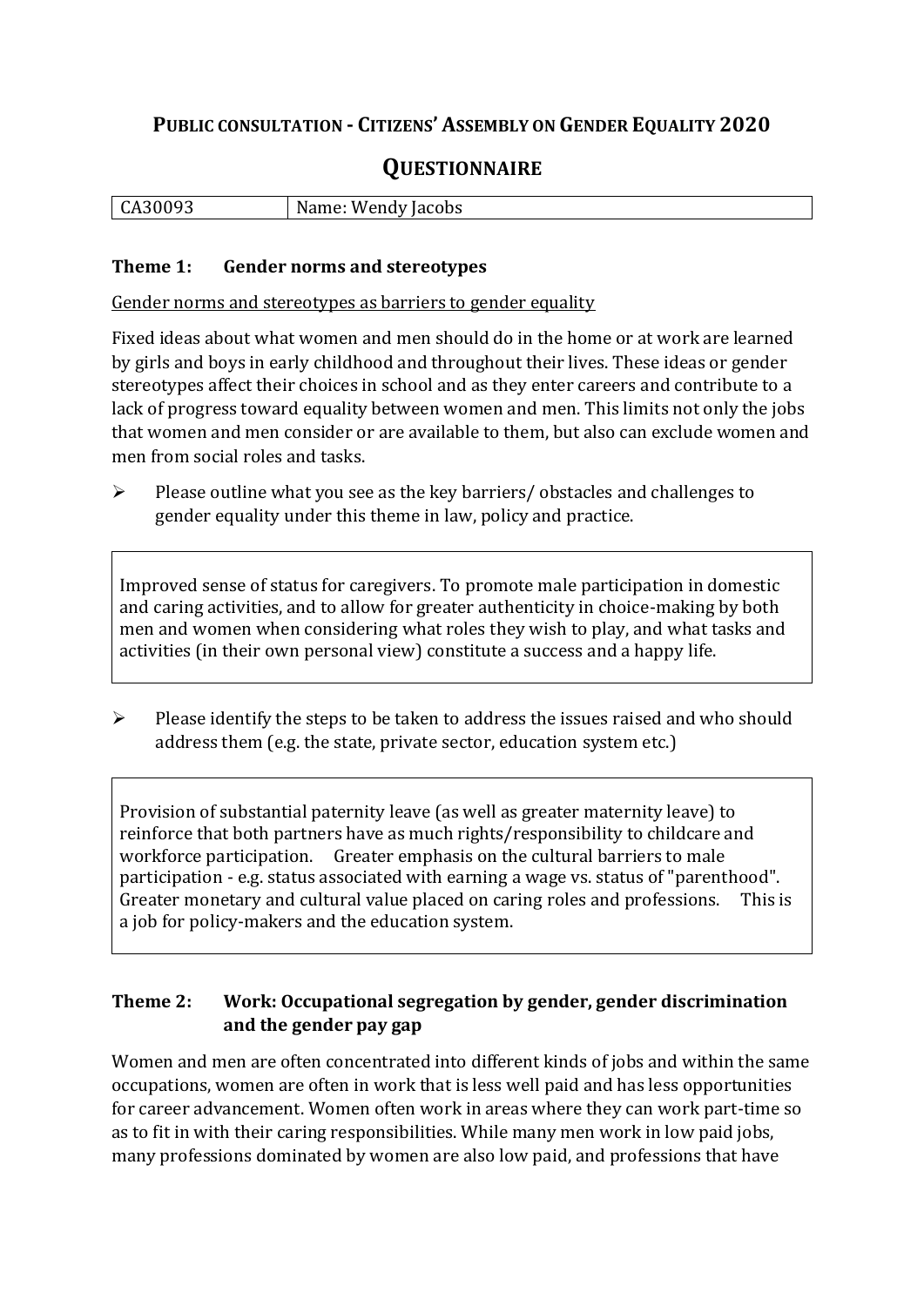# PUBLIC CONSULTATION - CITIZENS' ASSEMBLY ON GENDER EQUALITY 2020

## QUESTIONNAIRE

| CA30093 | Name: Wendy Jacobs |
|---|---|

### Theme 1: Gender norms and stereotypes

Gender norms and stereotypes as barriers to gender equality

Fixed ideas about what women and men should do in the home or at work are learned by girls and boys in early childhood and throughout their lives. These ideas or gender stereotypes affect their choices in school and as they enter careers and contribute to a lack of progress toward equality between women and men. This limits not only the jobs that women and men consider or are available to them, but also can exclude women and men from social roles and tasks.

➢ Please outline what you see as the key barriers/ obstacles and challenges to gender equality under this theme in law, policy and practice.

> Improved sense of status for caregivers. To promote male participation in domestic and caring activities, and to allow for greater authenticity in choice-making by both men and women when considering what roles they wish to play, and what tasks and activities (in their own personal view) constitute a success and a happy life.

➢ Please identify the steps to be taken to address the issues raised and who should address them (e.g. the state, private sector, education system etc.)

> Provision of substantial paternity leave (as well as greater maternity leave) to reinforce that both partners have as much rights/responsibility to childcare and workforce participation. Greater emphasis on the cultural barriers to male participation - e.g. status associated with earning a wage vs. status of "parenthood". Greater monetary and cultural value placed on caring roles and professions. This is a job for policy-makers and the education system.

### Theme 2: Work: Occupational segregation by gender, gender discrimination and the gender pay gap

Women and men are often concentrated into different kinds of jobs and within the same occupations, women are often in work that is less well paid and has less opportunities for career advancement. Women often work in areas where they can work part-time so as to fit in with their caring responsibilities. While many men work in low paid jobs, many professions dominated by women are also low paid, and professions that have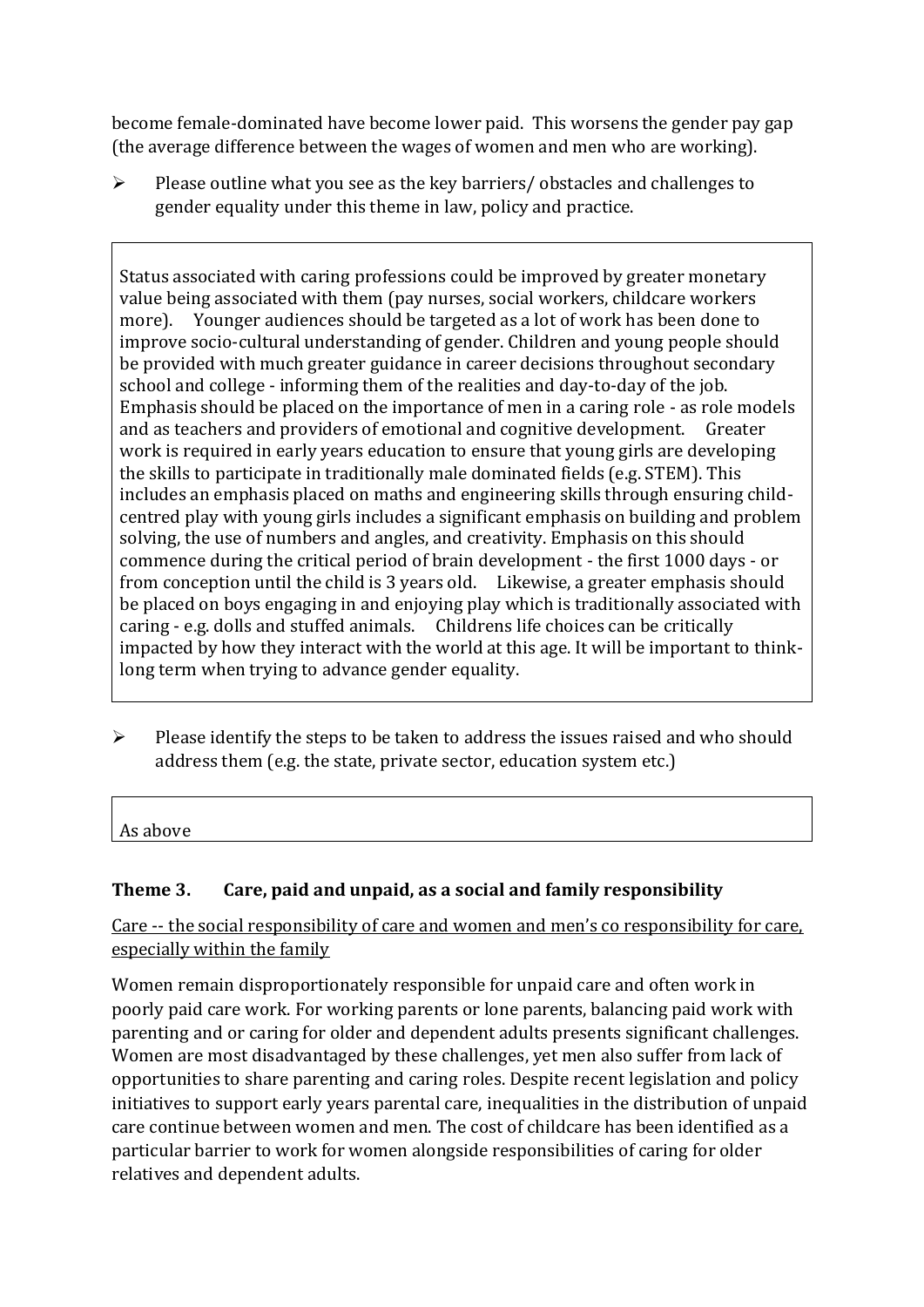become female-dominated have become lower paid. This worsens the gender pay gap (the average difference between the wages of women and men who are working).

- Please outline what you see as the key barriers/ obstacles and challenges to gender equality under this theme in law, policy and practice.

> Status associated with caring professions could be improved by greater monetary value being associated with them (pay nurses, social workers, childcare workers more). Younger audiences should be targeted as a lot of work has been done to improve socio-cultural understanding of gender. Children and young people should be provided with much greater guidance in career decisions throughout secondary school and college - informing them of the realities and day-to-day of the job. Emphasis should be placed on the importance of men in a caring role - as role models and as teachers and providers of emotional and cognitive development. Greater work is required in early years education to ensure that young girls are developing the skills to participate in traditionally male dominated fields (e.g. STEM). This includes an emphasis placed on maths and engineering skills through ensuring child-centred play with young girls includes a significant emphasis on building and problem solving, the use of numbers and angles, and creativity. Emphasis on this should commence during the critical period of brain development - the first 1000 days - or from conception until the child is 3 years old. Likewise, a greater emphasis should be placed on boys engaging in and enjoying play which is traditionally associated with caring - e.g. dolls and stuffed animals. Childrens life choices can be critically impacted by how they interact with the world at this age. It will be important to think-long term when trying to advance gender equality.

- Please identify the steps to be taken to address the issues raised and who should address them (e.g. the state, private sector, education system etc.)

> As above

## Theme 3. Care, paid and unpaid, as a social and family responsibility

Care -- the social responsibility of care and women and men's co responsibility for care, especially within the family

Women remain disproportionately responsible for unpaid care and often work in poorly paid care work. For working parents or lone parents, balancing paid work with parenting and or caring for older and dependent adults presents significant challenges. Women are most disadvantaged by these challenges, yet men also suffer from lack of opportunities to share parenting and caring roles. Despite recent legislation and policy initiatives to support early years parental care, inequalities in the distribution of unpaid care continue between women and men. The cost of childcare has been identified as a particular barrier to work for women alongside responsibilities of caring for older relatives and dependent adults.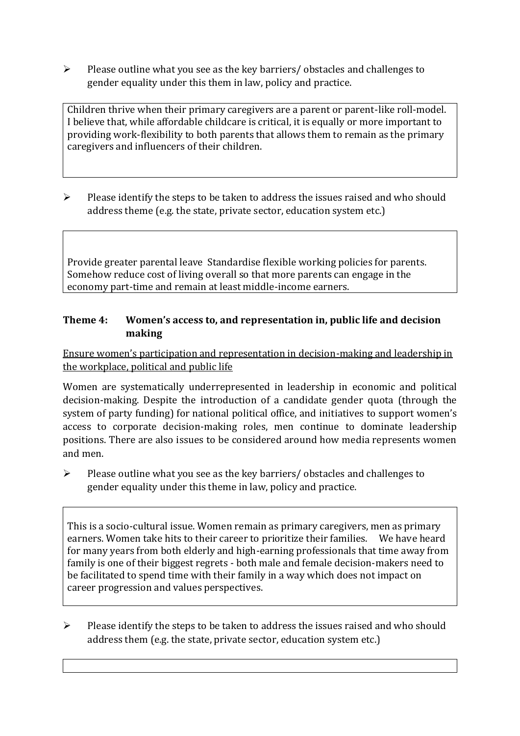- Please outline what you see as the key barriers/ obstacles and challenges to gender equality under this them in law, policy and practice.

Children thrive when their primary caregivers are a parent or parent-like roll-model. I believe that, while affordable childcare is critical, it is equally or more important to providing work-flexibility to both parents that allows them to remain as the primary caregivers and influencers of their children.

- Please identify the steps to be taken to address the issues raised and who should address theme (e.g. the state, private sector, education system etc.)

Provide greater parental leave  Standardise flexible working policies for parents. Somehow reduce cost of living overall so that more parents can engage in the economy part-time and remain at least middle-income earners.

### Theme 4: Women's access to, and representation in, public life and decision making

Ensure women's participation and representation in decision-making and leadership in the workplace, political and public life

Women are systematically underrepresented in leadership in economic and political decision-making. Despite the introduction of a candidate gender quota (through the system of party funding) for national political office, and initiatives to support women's access to corporate decision-making roles, men continue to dominate leadership positions. There are also issues to be considered around how media represents women and men.

- Please outline what you see as the key barriers/ obstacles and challenges to gender equality under this theme in law, policy and practice.

This is a socio-cultural issue. Women remain as primary caregivers, men as primary earners. Women take hits to their career to prioritize their families.   We have heard for many years from both elderly and high-earning professionals that time away from family is one of their biggest regrets - both male and female decision-makers need to be facilitated to spend time with their family in a way which does not impact on career progression and values perspectives.

- Please identify the steps to be taken to address the issues raised and who should address them (e.g. the state, private sector, education system etc.)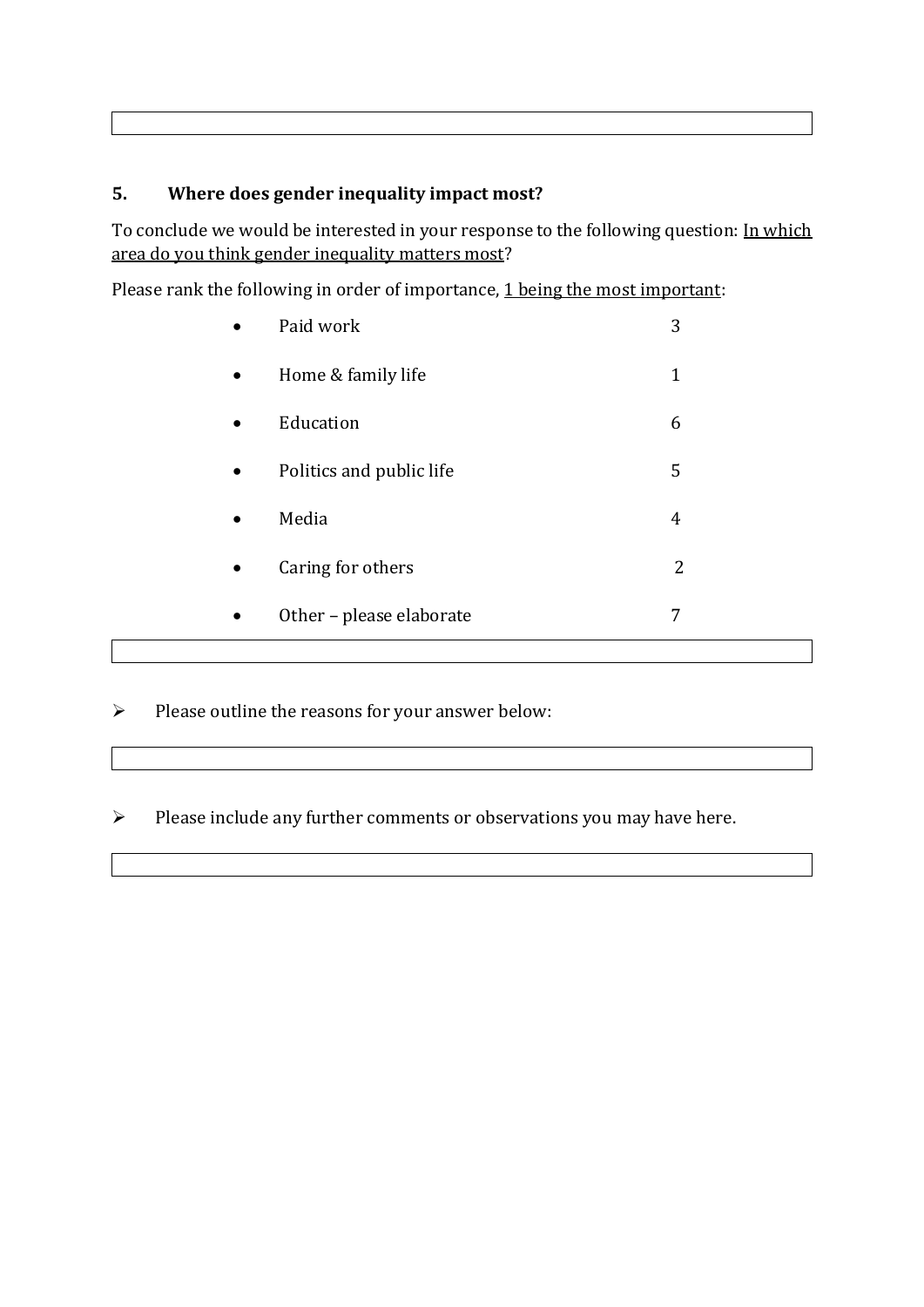## 5. Where does gender inequality impact most?

To conclude we would be interested in your response to the following question: <u>In which area do you think gender inequality matters most</u>?

Please rank the following in order of importance, <u>1 being the most important</u>:

| | |
|---|---|
| • Paid work | 3 |
| • Home & family life | 1 |
| • Education | 6 |
| • Politics and public life | 5 |
| • Media | 4 |
| • Caring for others | 2 |
| • Other – please elaborate | 7 |

- Please outline the reasons for your answer below:

- Please include any further comments or observations you may have here.